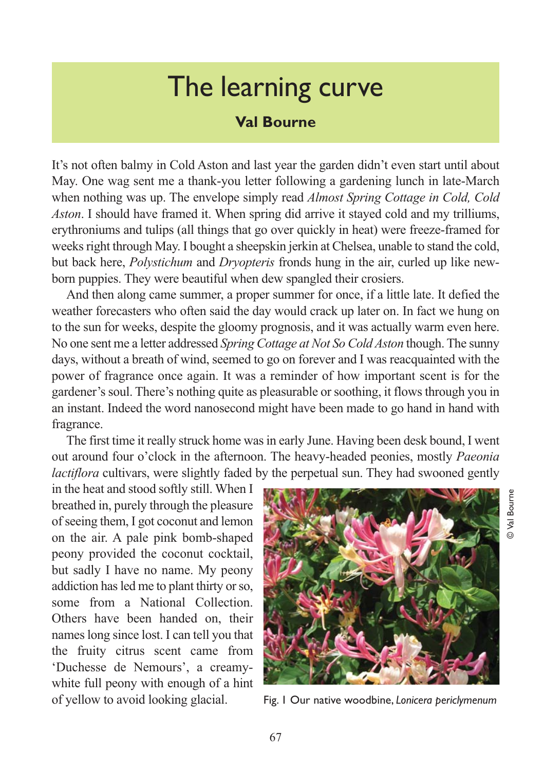# The learning curve

**Val Bourne**

It's not often balmy in Cold Aston and last year the garden didn't even start until about May. One wag sent me a thank-you letter following a gardening lunch in late-March when nothing was up. The envelope simply read *Almost Spring Cottage in Cold, Cold Aston*. I should have framed it. When spring did arrive it stayed cold and my trilliums, erythroniums and tulips (all things that go over quickly in heat) were freeze-framed for weeks right through May. I bought a sheepskin jerkin at Chelsea, unable to stand the cold, but back here, *Polystichum* and *Dryopteris* fronds hung in the air, curled up like new-born puppies. They were beautiful when dew spangled their crosiers.

And then along came summer, a proper summer for once, if a little late. It defied the weather forecasters who often said the day would crack up later on. In fact we hung on to the sun for weeks, despite the gloomy prognosis, and it was actually warm even here. No one sent me a letter addressed *Spring Cottage at Not So Cold Aston* though. The sunny days, without a breath of wind, seemed to go on forever and I was reacquainted with the power of fragrance once again. It was a reminder of how important scent is for the gardener's soul. There's nothing quite as pleasurable or soothing, it flows through you in an instant. Indeed the word nanosecond might have been made to go hand in hand with fragrance.

The first time it really struck home was in early June. Having been desk bound, I went out around four o'clock in the afternoon. The heavy-headed peonies, mostly *Paeonia lactiflora* cultivars, were slightly faded by the perpetual sun. They had swooned gently in the heat and stood softly still. When I breathed in, purely through the pleasure of seeing them, I got coconut and lemon on the air. A pale pink bomb-shaped peony provided the coconut cocktail, but sadly I have no name. My peony addiction has led me to plant thirty or so, some from a National Collection. Others have been handed on, their names long since lost. I can tell you that the fruity citrus scent came from 'Duchesse de Nemours', a creamy-white full peony with enough of a hint of yellow to avoid looking glacial.

© Val Bourne

Fig. 1 Our native woodbine, *Lonicera periclymenum*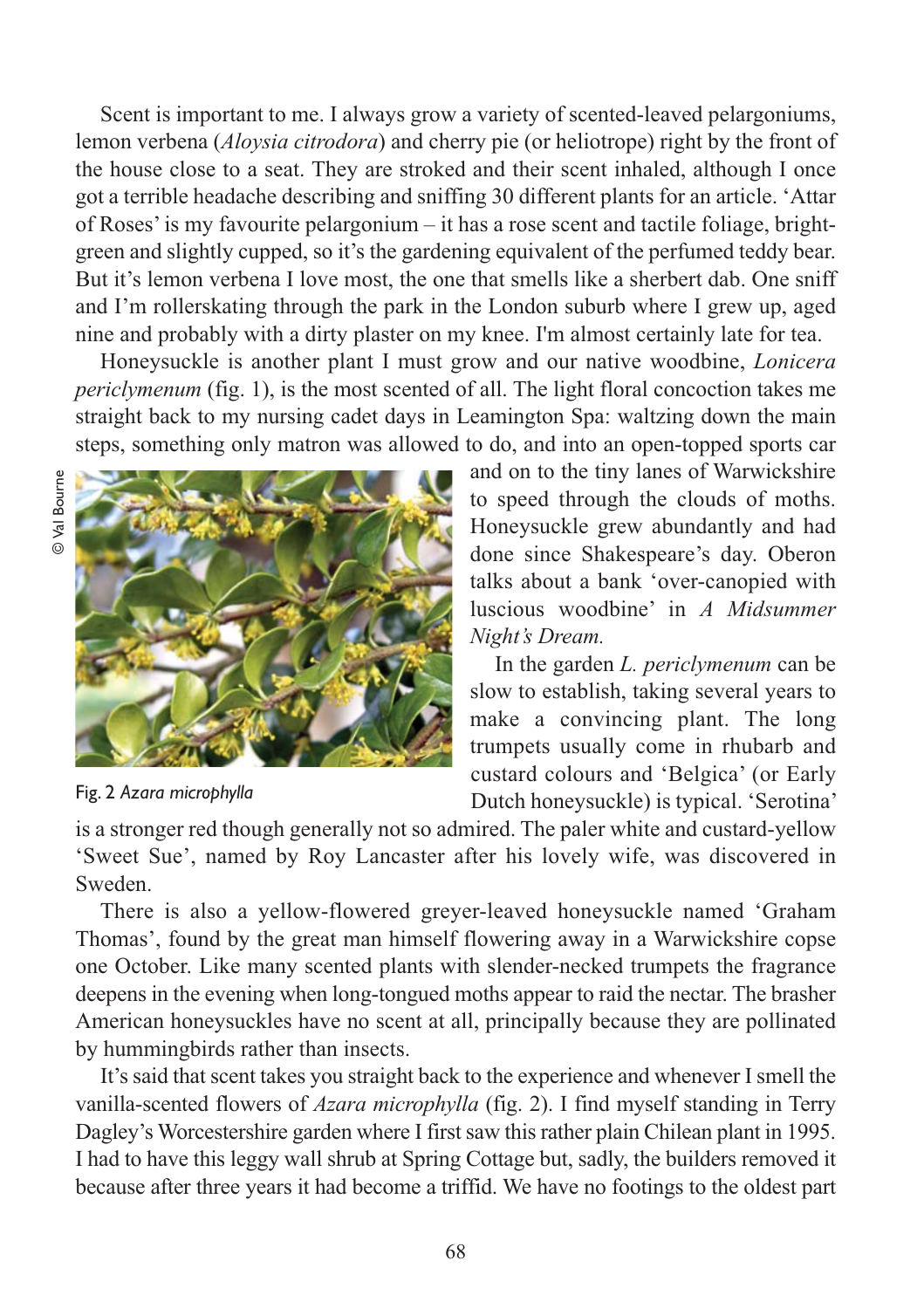Scent is important to me. I always grow a variety of scented-leaved pelargoniums, lemon verbena (*Aloysia citrodora*) and cherry pie (or heliotrope) right by the front of the house close to a seat. They are stroked and their scent inhaled, although I once got a terrible headache describing and sniffing 30 different plants for an article. 'Attar of Roses' is my favourite pelargonium – it has a rose scent and tactile foliage, bright-green and slightly cupped, so it's the gardening equivalent of the perfumed teddy bear. But it's lemon verbena I love most, the one that smells like a sherbert dab. One sniff and I'm rollerskating through the park in the London suburb where I grew up, aged nine and probably with a dirty plaster on my knee. I'm almost certainly late for tea.

Honeysuckle is another plant I must grow and our native woodbine, *Lonicera periclymenum* (fig. 1), is the most scented of all. The light floral concoction takes me straight back to my nursing cadet days in Leamington Spa: waltzing down the main steps, something only matron was allowed to do, and into an open-topped sports car and on to the tiny lanes of Warwickshire to speed through the clouds of moths. Honeysuckle grew abundantly and had done since Shakespeare's day. Oberon talks about a bank 'over-canopied with luscious woodbine' in *A Midsummer Night's Dream.*

© Val Bourne

Fig. 2 *Azara microphylla*

In the garden *L. periclymenum* can be slow to establish, taking several years to make a convincing plant. The long trumpets usually come in rhubarb and custard colours and 'Belgica' (or Early Dutch honeysuckle) is typical. 'Serotina' is a stronger red though generally not so admired. The paler white and custard-yellow 'Sweet Sue', named by Roy Lancaster after his lovely wife, was discovered in Sweden.

There is also a yellow-flowered greyer-leaved honeysuckle named 'Graham Thomas', found by the great man himself flowering away in a Warwickshire copse one October. Like many scented plants with slender-necked trumpets the fragrance deepens in the evening when long-tongued moths appear to raid the nectar. The brasher American honeysuckles have no scent at all, principally because they are pollinated by hummingbirds rather than insects.

It's said that scent takes you straight back to the experience and whenever I smell the vanilla-scented flowers of *Azara microphylla* (fig. 2). I find myself standing in Terry Dagley's Worcestershire garden where I first saw this rather plain Chilean plant in 1995. I had to have this leggy wall shrub at Spring Cottage but, sadly, the builders removed it because after three years it had become a triffid. We have no footings to the oldest part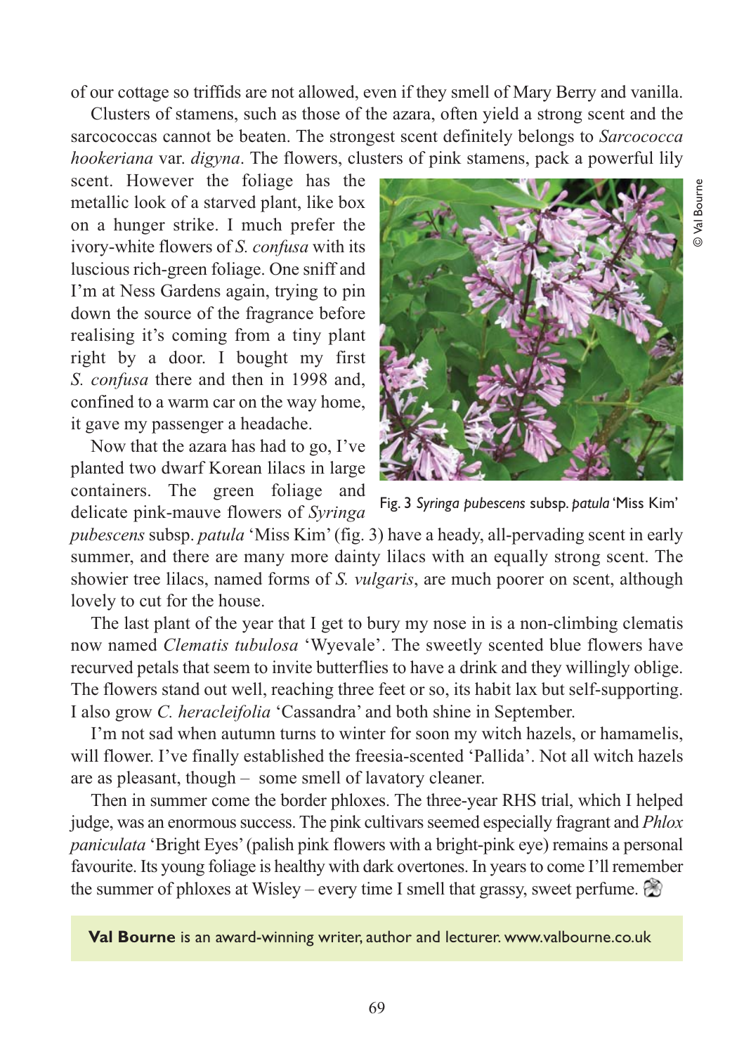of our cottage so triffids are not allowed, even if they smell of Mary Berry and vanilla.

Clusters of stamens, such as those of the azara, often yield a strong scent and the sarcococcas cannot be beaten. The strongest scent definitely belongs to *Sarcococca hookeriana* var. *digyna*. The flowers, clusters of pink stamens, pack a powerful lily scent. However the foliage has the metallic look of a starved plant, like box on a hunger strike. I much prefer the ivory-white flowers of *S. confusa* with its luscious rich-green foliage. One sniff and I'm at Ness Gardens again, trying to pin down the source of the fragrance before realising it's coming from a tiny plant right by a door. I bought my first *S. confusa* there and then in 1998 and, confined to a warm car on the way home, it gave my passenger a headache.

Now that the azara has had to go, I've planted two dwarf Korean lilacs in large containers. The green foliage and delicate pink-mauve flowers of *Syringa pubescens* subsp. *patula* 'Miss Kim' (fig. 3) have a heady, all-pervading scent in early summer, and there are many more dainty lilacs with an equally strong scent. The showier tree lilacs, named forms of *S. vulgaris*, are much poorer on scent, although lovely to cut for the house.

© Val Bourne

Fig. 3 *Syringa pubescens* subsp. *patula* 'Miss Kim'

The last plant of the year that I get to bury my nose in is a non-climbing clematis now named *Clematis tubulosa* 'Wyevale'. The sweetly scented blue flowers have recurved petals that seem to invite butterflies to have a drink and they willingly oblige. The flowers stand out well, reaching three feet or so, its habit lax but self-supporting. I also grow *C. heracleifolia* 'Cassandra' and both shine in September.

I'm not sad when autumn turns to winter for soon my witch hazels, or hamamelis, will flower. I've finally established the freesia-scented 'Pallida'. Not all witch hazels are as pleasant, though – some smell of lavatory cleaner.

Then in summer come the border phloxes. The three-year RHS trial, which I helped judge, was an enormous success. The pink cultivars seemed especially fragrant and *Phlox paniculata* 'Bright Eyes' (palish pink flowers with a bright-pink eye) remains a personal favourite. Its young foliage is healthy with dark overtones. In years to come I'll remember the summer of phloxes at Wisley – every time I smell that grassy, sweet perfume.

**Val Bourne** is an award-winning writer, author and lecturer. www.valbourne.co.uk